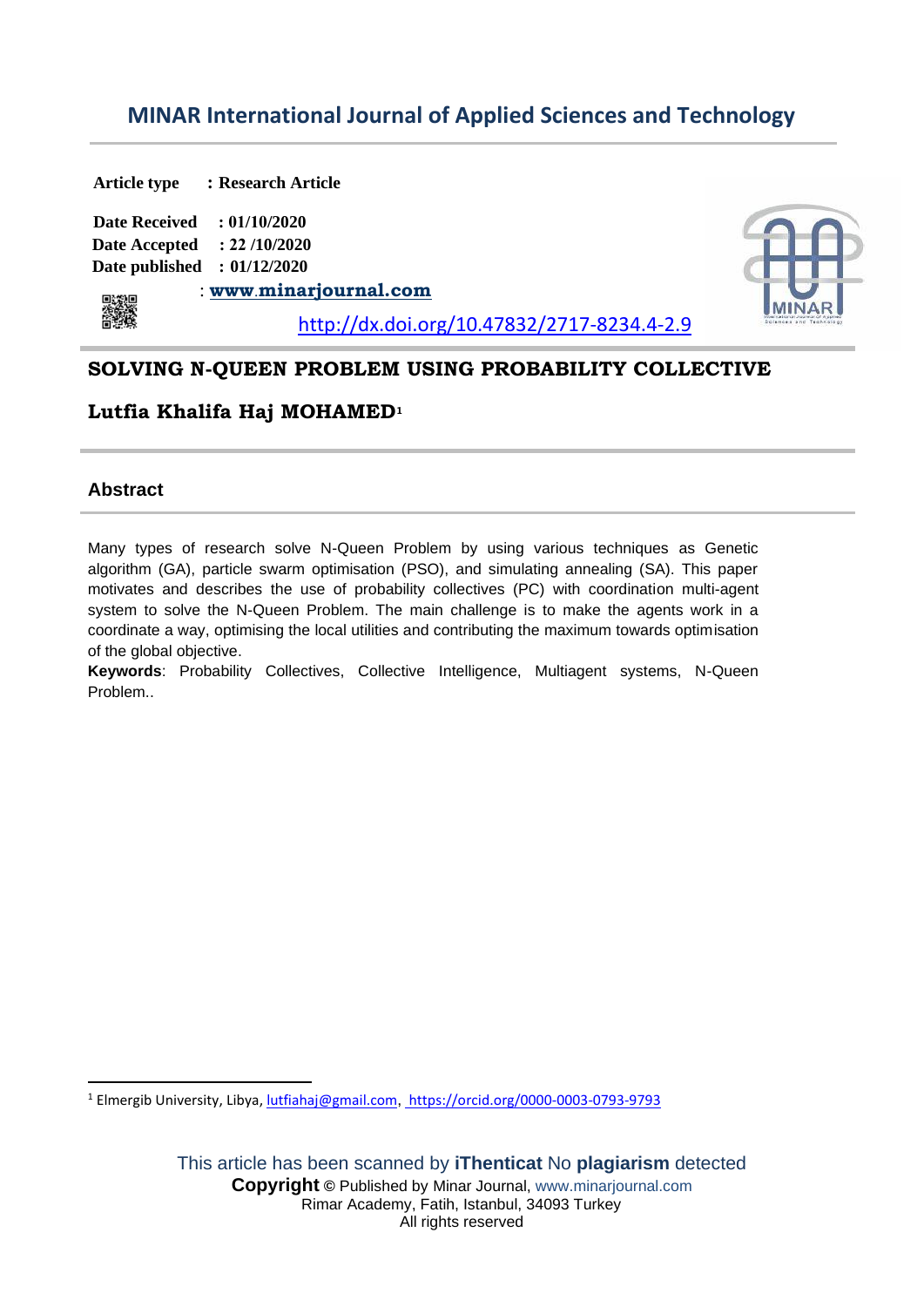# MINAR International Journal of Applied Sciences and Technology

**Article type : Research Article**

**Date Received : 01/10/2020**
**Date Accepted : 22 /10/2020**
**Date published : 01/12/2020**

: **www.minarjournal.com**

http://dx.doi.org/10.47832/2717-8234.4-2.9

## SOLVING N-QUEEN PROBLEM USING PROBABILITY COLLECTIVE

**Lutfia Khalifa Haj MOHAMED**[1]

### Abstract

Many types of research solve N-Queen Problem by using various techniques as Genetic algorithm (GA), particle swarm optimisation (PSO), and simulating annealing (SA). This paper motivates and describes the use of probability collectives (PC) with coordination multi-agent system to solve the N-Queen Problem. The main challenge is to make the agents work in a coordinate a way, optimising the local utilities and contributing the maximum towards optimisation of the global objective.

**Keywords**: Probability Collectives, Collective Intelligence, Multiagent systems, N-Queen Problem..

---

[1] Elmergib University, Libya, lutfiahaj@gmail.com, https://orcid.org/0000-0003-0793-9793

This article has been scanned by **iThenticat** No **plagiarism** detected
**Copyright** © Published by Minar Journal, www.minarjournal.com
Rimar Academy, Fatih, Istanbul, 34093 Turkey
All rights reserved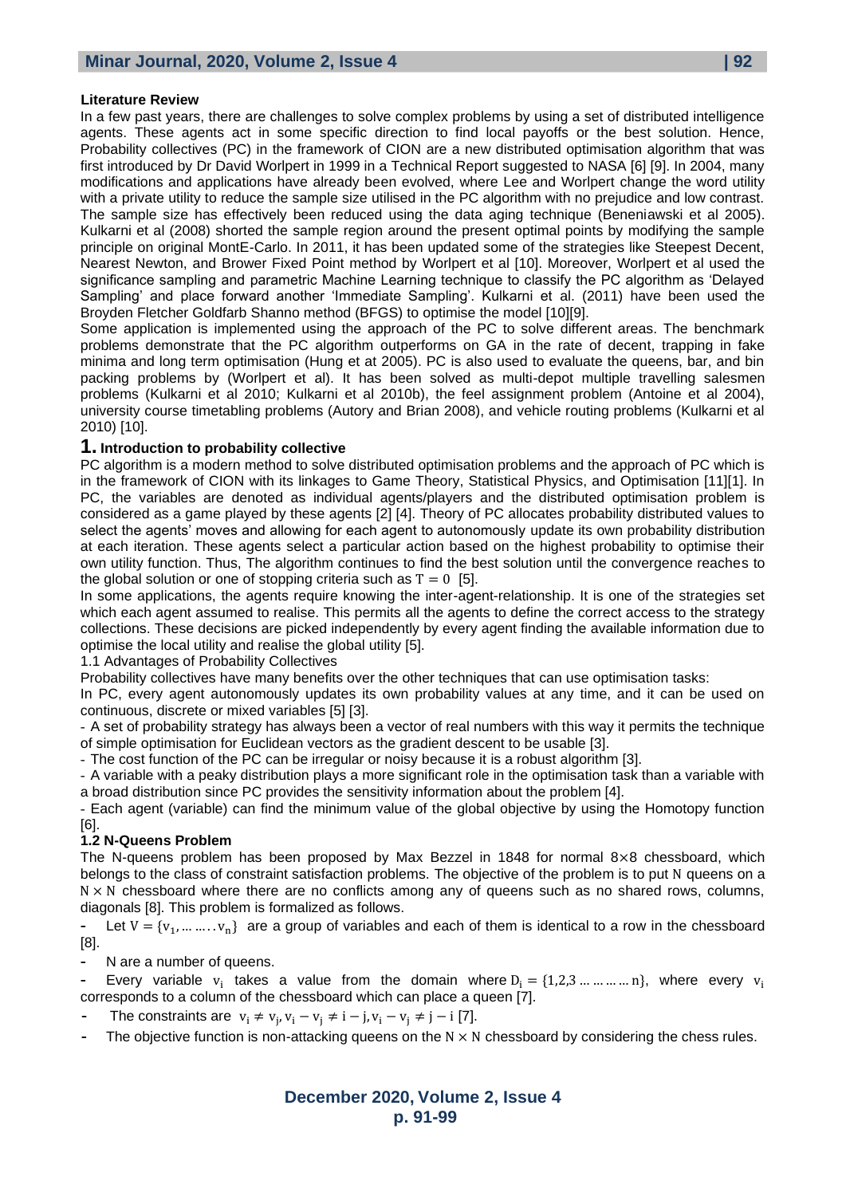**Literature Review**

In a few past years, there are challenges to solve complex problems by using a set of distributed intelligence agents. These agents act in some specific direction to find local payoffs or the best solution. Hence, Probability collectives (PC) in the framework of CION are a new distributed optimisation algorithm that was first introduced by Dr David Worlpert in 1999 in a Technical Report suggested to NASA [6] [9]. In 2004, many modifications and applications have already been evolved, where Lee and Worlpert change the word utility with a private utility to reduce the sample size utilised in the PC algorithm with no prejudice and low contrast. The sample size has effectively been reduced using the data aging technique (Beneniawski et al 2005). Kulkarni et al (2008) shorted the sample region around the present optimal points by modifying the sample principle on original MontE-Carlo. In 2011, it has been updated some of the strategies like Steepest Decent, Nearest Newton, and Brower Fixed Point method by Worlpert et al [10]. Moreover, Worlpert et al used the significance sampling and parametric Machine Learning technique to classify the PC algorithm as 'Delayed Sampling' and place forward another 'Immediate Sampling'. Kulkarni et al. (2011) have been used the Broyden Fletcher Goldfarb Shanno method (BFGS) to optimise the model [10][9].

Some application is implemented using the approach of the PC to solve different areas. The benchmark problems demonstrate that the PC algorithm outperforms on GA in the rate of decent, trapping in fake minima and long term optimisation (Hung et at 2005). PC is also used to evaluate the queens, bar, and bin packing problems by (Worlpert et al). It has been solved as multi-depot multiple travelling salesmen problems (Kulkarni et al 2010; Kulkarni et al 2010b), the feel assignment problem (Antoine et al 2004), university course timetabling problems (Autory and Brian 2008), and vehicle routing problems (Kulkarni et al 2010) [10].

# 1. Introduction to probability collective

PC algorithm is a modern method to solve distributed optimisation problems and the approach of PC which is in the framework of CION with its linkages to Game Theory, Statistical Physics, and Optimisation [11][1]. In PC, the variables are denoted as individual agents/players and the distributed optimisation problem is considered as a game played by these agents [2] [4]. Theory of PC allocates probability distributed values to select the agents' moves and allowing for each agent to autonomously update its own probability distribution at each iteration. These agents select a particular action based on the highest probability to optimise their own utility function. Thus, The algorithm continues to find the best solution until the convergence reaches to the global solution or one of stopping criteria such as $T = 0$ [5].

In some applications, the agents require knowing the inter-agent-relationship. It is one of the strategies set which each agent assumed to realise. This permits all the agents to define the correct access to the strategy collections. These decisions are picked independently by every agent finding the available information due to optimise the local utility and realise the global utility [5].

1.1 Advantages of Probability Collectives

Probability collectives have many benefits over the other techniques that can use optimisation tasks:

In PC, every agent autonomously updates its own probability values at any time, and it can be used on continuous, discrete or mixed variables [5] [3].

- A set of probability strategy has always been a vector of real numbers with this way it permits the technique of simple optimisation for Euclidean vectors as the gradient descent to be usable [3].
- The cost function of the PC can be irregular or noisy because it is a robust algorithm [3].
- A variable with a peaky distribution plays a more significant role in the optimisation task than a variable with a broad distribution since PC provides the sensitivity information about the problem [4].
- Each agent (variable) can find the minimum value of the global objective by using the Homotopy function [6].

**1.2 N-Queens Problem**

The N-queens problem has been proposed by Max Bezzel in 1848 for normal $8\times8$ chessboard, which belongs to the class of constraint satisfaction problems. The objective of the problem is to put $N$ queens on a $N \times N$ chessboard where there are no conflicts among any of queens such as no shared rows, columns, diagonals [8]. This problem is formalized as follows.

- Let $V = \{v_1, \dots \dots . v_n\}$ are a group of variables and each of them is identical to a row in the chessboard [8].
- N are a number of queens.
- Every variable $v_i$ takes a value from the domain where $D_i = \{1,2,3 \dots \dots \dots n\}$, where every $v_i$ corresponds to a column of the chessboard which can place a queen [7].
- The constraints are $v_i \neq v_j, v_i - v_j \neq i - j, v_i - v_j \neq j - i$ [7].
- The objective function is non-attacking queens on the $N \times N$ chessboard by considering the chess rules.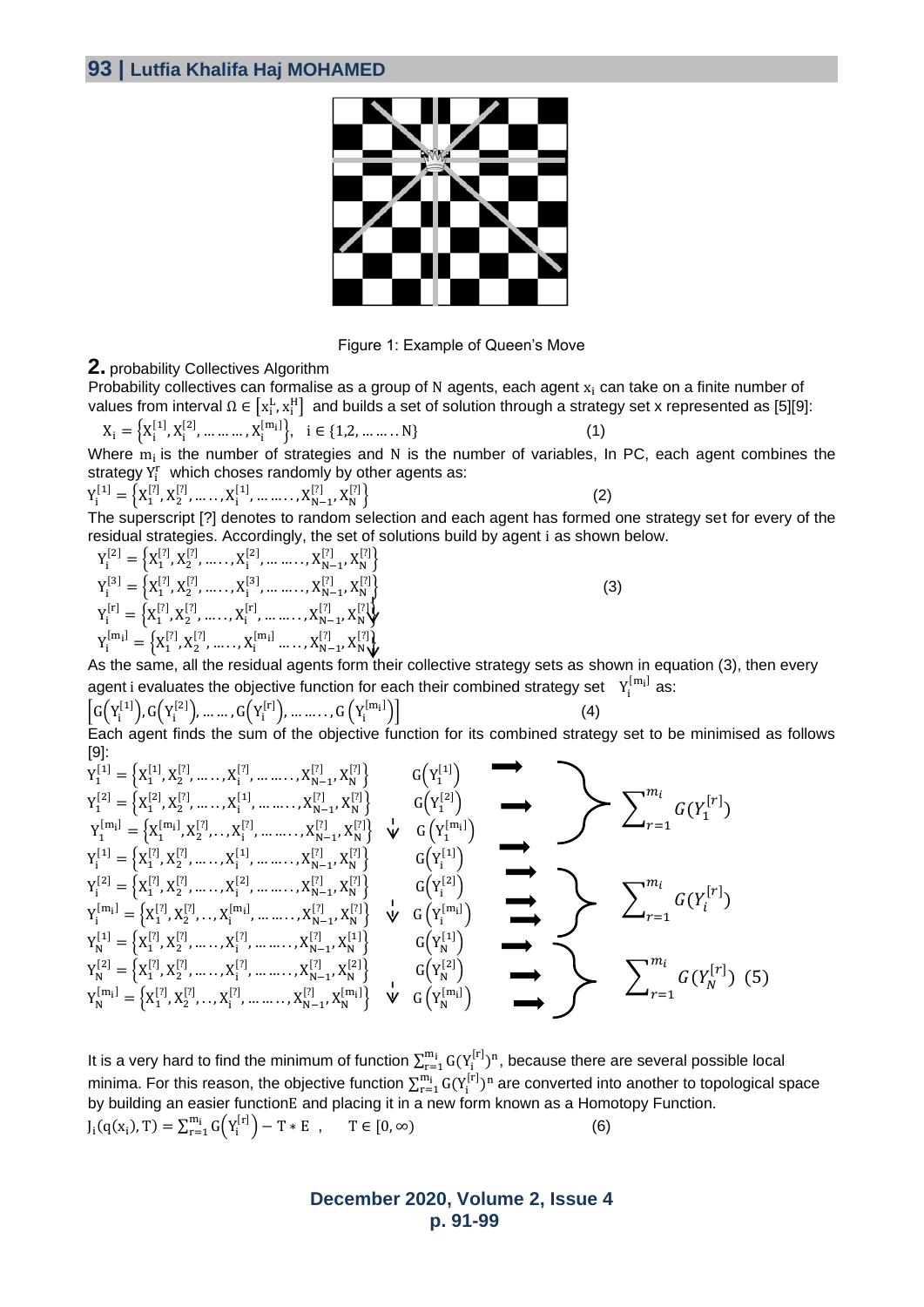Figure 1: Example of Queen's Move

## 2. probability Collectives Algorithm

Probability collectives can formalise as a group of N agents, each agent $x_i$ can take on a finite number of values from interval $\Omega \in [x_i^L, x_i^H]$ and builds a set of solution through a strategy set x represented as [5][9]:

$$X_i = \{X_i^{[1]}, X_i^{[2]}, \dots\dots\dots, X_i^{[m_i]}\}, \quad i \in \{1,2, \dots\dots.. N\} \tag{1}$$

Where $m_i$ is the number of strategies and N is the number of variables, In PC, each agent combines the strategy $Y_i^r$ which choses randomly by other agents as:

$$Y_i^{[1]} = \{X_1^{[?]}, X_2^{[?]}, \dots.., X_i^{[1]}, \dots\dots.., X_{N-1}^{[?]}, X_N^{[?]}\} \tag{2}$$

The superscript [?] denotes to random selection and each agent has formed one strategy set for every of the residual strategies. Accordingly, the set of solutions build by agent i as shown below.

$$\begin{aligned}
Y_i^{[2]} &= \{X_1^{[?]}, X_2^{[?]}, \dots\dots, X_i^{[2]}, \dots\dots\dots, X_{N-1}^{[?]}, X_N^{[?]}\} \\
Y_i^{[3]} &= \{X_1^{[?]}, X_2^{[?]}, \dots\dots, X_i^{[3]}, \dots\dots\dots, X_{N-1}^{[?]}, X_N^{[?]}\} \\
Y_i^{[r]} &= \{X_1^{[?]}, X_2^{[?]}, \dots\dots, X_i^{[r]}, \dots\dots\dots, X_{N-1}^{[?]}, X_N^{[?]}\} \\
Y_i^{[m_i]} &= \{X_1^{[?]}, X_2^{[?]}, \dots\dots, X_i^{[m_i]} \dots\dots, X_{N-1}^{[?]}, X_N^{[?]}\}
\end{aligned} \tag{3}$$

As the same, all the residual agents form their collective strategy sets as shown in equation (3), then every agent i evaluates the objective function for each their combined strategy set $Y_i^{[m_i]}$ as:

$$\left[G\left(Y_i^{[1]}\right), G\left(Y_i^{[2]}\right), \dots\dots, G\left(Y_i^{[r]}\right), \dots\dots.., G\left(Y_i^{[m_i]}\right)\right] \tag{4}$$

Each agent finds the sum of the objective function for its combined strategy set to be minimised as follows [9]:

$$\begin{aligned}
&\left.\begin{aligned}
Y_1^{[1]} &= \{X_1^{[1]}, X_2^{[?]}, \dots\dots, X_i^{[?]}, \dots\dots\dots, X_{N-1}^{[?]}, X_N^{[?]}\} & G\left(Y_1^{[1]}\right) \\
Y_1^{[2]} &= \{X_1^{[2]}, X_2^{[?]}, \dots\dots, X_i^{[1]}, \dots\dots\dots, X_{N-1}^{[?]}, X_N^{[?]}\} & G\left(Y_1^{[2]}\right) \\
Y_1^{[m_i]} &= \{X_1^{[m_i]}, X_2^{[?]}, \dots, X_i^{[?]}, \dots\dots\dots, X_{N-1}^{[?]}, X_N^{[?]}\} & G\left(Y_1^{[m_i]}\right)
\end{aligned}\right\} \sum_{r=1}^{m_i} G(Y_1^{[r]}) \\
&\left.\begin{aligned}
Y_i^{[1]} &= \{X_1^{[?]}, X_2^{[?]}, \dots\dots, X_i^{[1]}, \dots\dots\dots, X_{N-1}^{[?]}, X_N^{[?]}\} & G\left(Y_i^{[1]}\right) \\
Y_i^{[2]} &= \{X_1^{[?]}, X_2^{[?]}, \dots\dots, X_i^{[2]}, \dots\dots\dots, X_{N-1}^{[?]}, X_N^{[?]}\} & G\left(Y_i^{[2]}\right) \\
Y_i^{[m_i]} &= \{X_1^{[?]}, X_2^{[?]}, \dots, X_i^{[m_i]}, \dots\dots\dots, X_{N-1}^{[?]}, X_N^{[?]}\} & G\left(Y_i^{[m_i]}\right)
\end{aligned}\right\} \sum_{r=1}^{m_i} G(Y_i^{[r]}) \\
&\left.\begin{aligned}
Y_N^{[1]} &= \{X_1^{[?]}, X_2^{[?]}, \dots\dots, X_i^{[?]}, \dots\dots\dots, X_{N-1}^{[?]}, X_N^{[1]}\} & G\left(Y_N^{[1]}\right) \\
Y_N^{[2]} &= \{X_1^{[?]}, X_2^{[?]}, \dots\dots, X_i^{[?]}, \dots\dots\dots, X_{N-1}^{[?]}, X_N^{[2]}\} & G\left(Y_N^{[2]}\right) \\
Y_N^{[m_i]} &= \{X_1^{[?]}, X_2^{[?]}, \dots, X_i^{[?]}, \dots\dots\dots, X_{N-1}^{[?]}, X_N^{[m_i]}\} & G\left(Y_N^{[m_i]}\right)
\end{aligned}\right\} \sum_{r=1}^{m_i} G(Y_N^{[r]})
\end{aligned} \tag{5}$$

It is a very hard to find the minimum of function $\sum_{r=1}^{m_i} G(Y_i^{[r]})^n$, because there are several possible local minima. For this reason, the objective function $\sum_{r=1}^{m_i} G(Y_i^{[r]})^n$ are converted into another to topological space by building an easier functionE and placing it in a new form known as a Homotopy Function.

$$J_i(q(x_i), T) = \sum_{r=1}^{m_i} G\left(Y_i^{[r]}\right) - T * E, \quad T \in [0, \infty) \tag{6}$$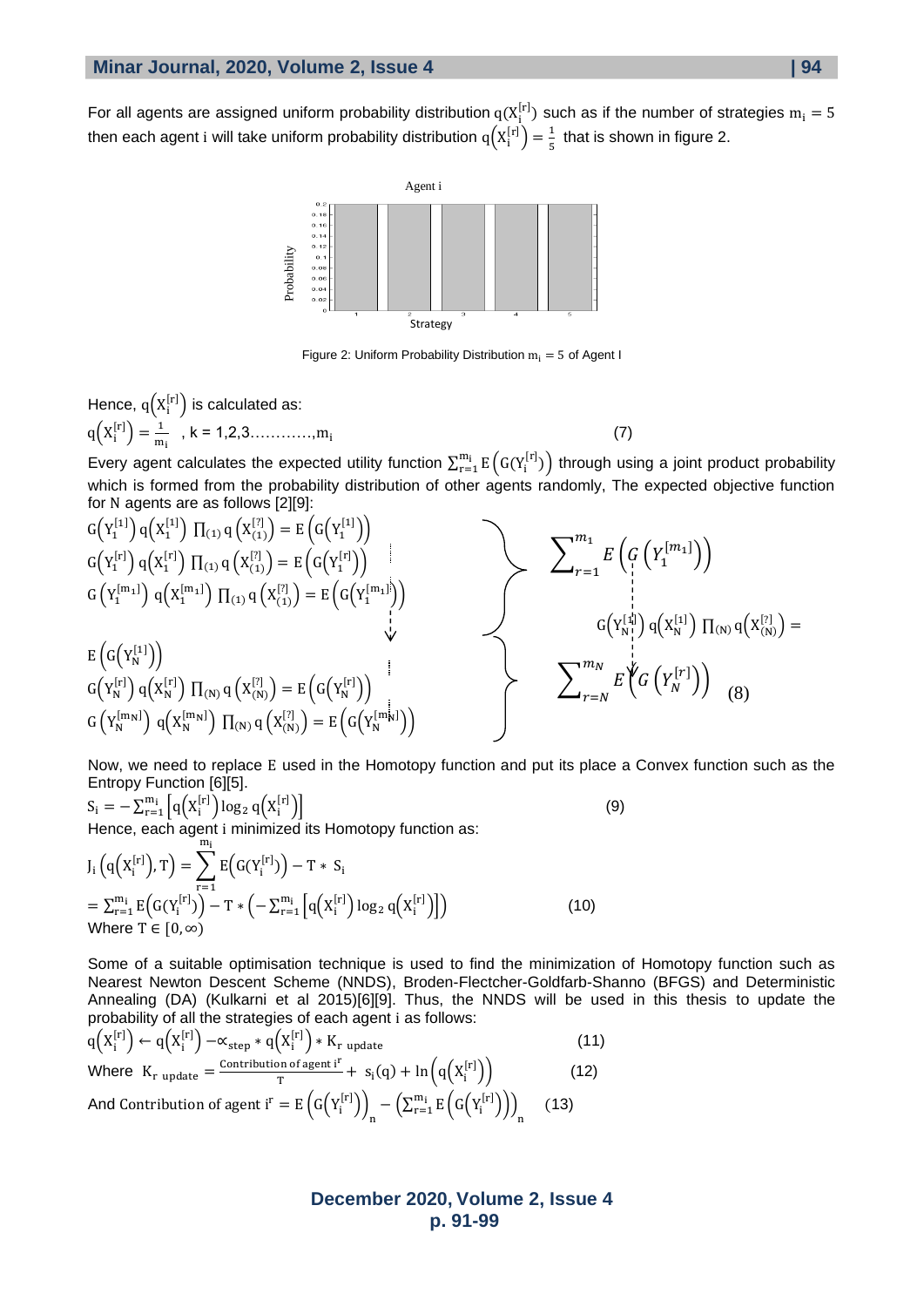For all agents are assigned uniform probability distribution $q(X_i^{[r]})$ such as if the number of strategies $m_i = 5$ then each agent i will take uniform probability distribution $q\left(X_i^{[r]}\right) = \frac{1}{5}$ that is shown in figure 2.

Figure 2: Uniform Probability Distribution $m_i = 5$ of Agent I

Hence, $q\left(X_i^{[r]}\right)$ is calculated as:

$$q\left(X_i^{[r]}\right) = \frac{1}{m_i} \quad , k = 1,2,3 \ldots\ldots\ldots\ldots, m_i \tag{7}$$

Every agent calculates the expected utility function $\sum_{r=1}^{m_i} E\left(G(Y_i^{[r]})\right)$ through using a joint product probability which is formed from the probability distribution of other agents randomly, The expected objective function for N agents are as follows [2][9]:

$$\left.\begin{array}{l}
G\left(Y_1^{[1]}\right) q\left(X_1^{[1]}\right) \prod_{(1)} q\left(X_{(1)}^{[?]}\right) = E\left(G\left(Y_1^{[1]}\right)\right) \\
G\left(Y_1^{[r]}\right) q\left(X_1^{[r]}\right) \prod_{(1)} q\left(X_{(1)}^{[?]}\right) = E\left(G\left(Y_1^{[r]}\right)\right) \\
G\left(Y_1^{[m_1]}\right) q\left(X_1^{[m_1]}\right) \prod_{(1)} q\left(X_{(1)}^{[?]}\right) = E\left(G\left(Y_1^{[m_1]}\right)\right)
\end{array}\right\} \sum_{r=1}^{m_1} E\left(G\left(Y_1^{[m_1]}\right)\right)$$

$$\left.\begin{array}{l}
G\left(Y_N^{[1]}\right) q\left(X_N^{[1]}\right) \prod_{(N)} q\left(X_{(N)}^{[?]}\right) = E\left(G\left(Y_N^{[1]}\right)\right) \\
G\left(Y_N^{[r]}\right) q\left(X_N^{[r]}\right) \prod_{(N)} q\left(X_{(N)}^{[?]}\right) = E\left(G\left(Y_N^{[r]}\right)\right) \\
G\left(Y_N^{[m_N]}\right) q\left(X_N^{[m_N]}\right) \prod_{(N)} q\left(X_{(N)}^{[?]}\right) = E\left(G\left(Y_N^{[m_N]}\right)\right)
\end{array}\right\} \sum_{r=N}^{m_N} E\left(G\left(Y_N^{[r]}\right)\right) \tag{8}$$

Now, we need to replace E used in the Homotopy function and put its place a Convex function such as the Entropy Function [6][5].

$$S_i = -\sum_{r=1}^{m_i}\left[q\left(X_i^{[r]}\right)\log_2 q\left(X_i^{[r]}\right)\right] \tag{9}$$

Hence, each agent i minimized its Homotopy function as:

$$J_i\left(q\left(X_i^{[r]}\right), T\right) = \sum_{r=1}^{m_i} E\left(G(Y_i^{[r]})\right) - T * S_i$$

$$= \sum_{r=1}^{m_i} E\left(G(Y_i^{[r]})\right) - T * \left(-\sum_{r=1}^{m_i}\left[q\left(X_i^{[r]}\right)\log_2 q\left(X_i^{[r]}\right)\right]\right) \tag{10}$$

Where $T \in [0, \infty)$

Some of a suitable optimisation technique is used to find the minimization of Homotopy function such as Nearest Newton Descent Scheme (NNDS), Broden-Flectcher-Goldfarb-Shanno (BFGS) and Deterministic Annealing (DA) (Kulkarni et al 2015)[6][9]. Thus, the NNDS will be used in this thesis to update the probability of all the strategies of each agent i as follows:

$$q\left(X_i^{[r]}\right) \leftarrow q\left(X_i^{[r]}\right) - \propto_{step} * q\left(X_i^{[r]}\right) * K_{r\ update} \tag{11}$$

Where $K_{r\ update} = \frac{\text{Contribution of agent } i^r}{T} + s_i(q) + \ln\left(q\left(X_i^{[r]}\right)\right)$ (12)

And $\text{Contribution of agent } i^r = E\left(G\left(Y_i^{[r]}\right)\right)_n - \left(\sum_{r=1}^{m_i} E\left(G\left(Y_i^{[r]}\right)\right)\right)_n$ (13)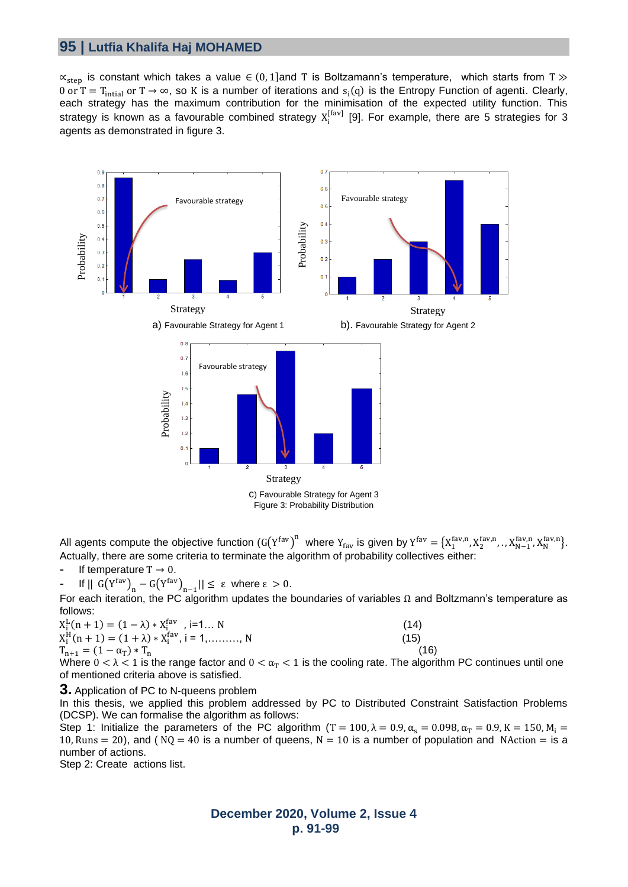$\propto_{step}$ is constant which takes a value $\in (0, 1]$ and $T$ is Boltzamann's temperature, which starts from $T \gg 0$ or $T = T_{intial}$ or $T \rightarrow \infty$, so $K$ is a number of iterations and $s_i(q)$ is the Entropy Function of agenti. Clearly, each strategy has the maximum contribution for the minimisation of the expected utility function. This strategy is known as a favourable combined strategy $X_i^{[fav]}$ [9]. For example, there are 5 strategies for 3 agents as demonstrated in figure 3.

a) Favourable Strategy for Agent 1

b). Favourable Strategy for Agent 2

c) Favourable Strategy for Agent 3

Figure 3: Probability Distribution

All agents compute the objective function $(G(Y^{fav})^n$ where $Y_{fav}$ is given by $Y^{fav} = \{X_1^{fav,n}, X_2^{fav,n}, .., X_{N-1}^{fav,n}, X_N^{fav,n}\}$. Actually, there are some criteria to terminate the algorithm of probability collectives either:

- If temperature $T \rightarrow 0$.
- If $|| \ G(Y^{fav})_n - G(Y^{fav})_{n-1} || \leq \ \varepsilon$ where $\varepsilon \ > 0$.

For each iteration, the PC algorithm updates the boundaries of variables $\Omega$ and Boltzmann's temperature as follows:

$$X_i^L(n+1) = (1-\lambda) * X_i^{fav} \text{ , i=1... N} \quad (14)$$

$$X_i^H(n+1) = (1+\lambda) * X_i^{fav}, \text{ i = 1,........., N} \quad (15)$$

$$T_{n+1} = (1-\alpha_T) * T_n \quad (16)$$

Where $0 < \lambda < 1$ is the range factor and $0 < \alpha_T < 1$ is the cooling rate. The algorithm PC continues until one of mentioned criteria above is satisfied.

## 3. Application of PC to N-queens problem

In this thesis, we applied this problem addressed by PC to Distributed Constraint Satisfaction Problems (DCSP). We can formalise the algorithm as follows:

Step 1: Initialize the parameters of the PC algorithm ($T = 100, \lambda = 0.9, \alpha_s = 0.098, \alpha_T = 0.9, K = 150, M_i = 10, \text{Runs} = 20$), and ( $NQ = 40$ is a number of queens, $N = 10$ is a number of population and $NAction =$ is a number of actions.

Step 2: Create actions list.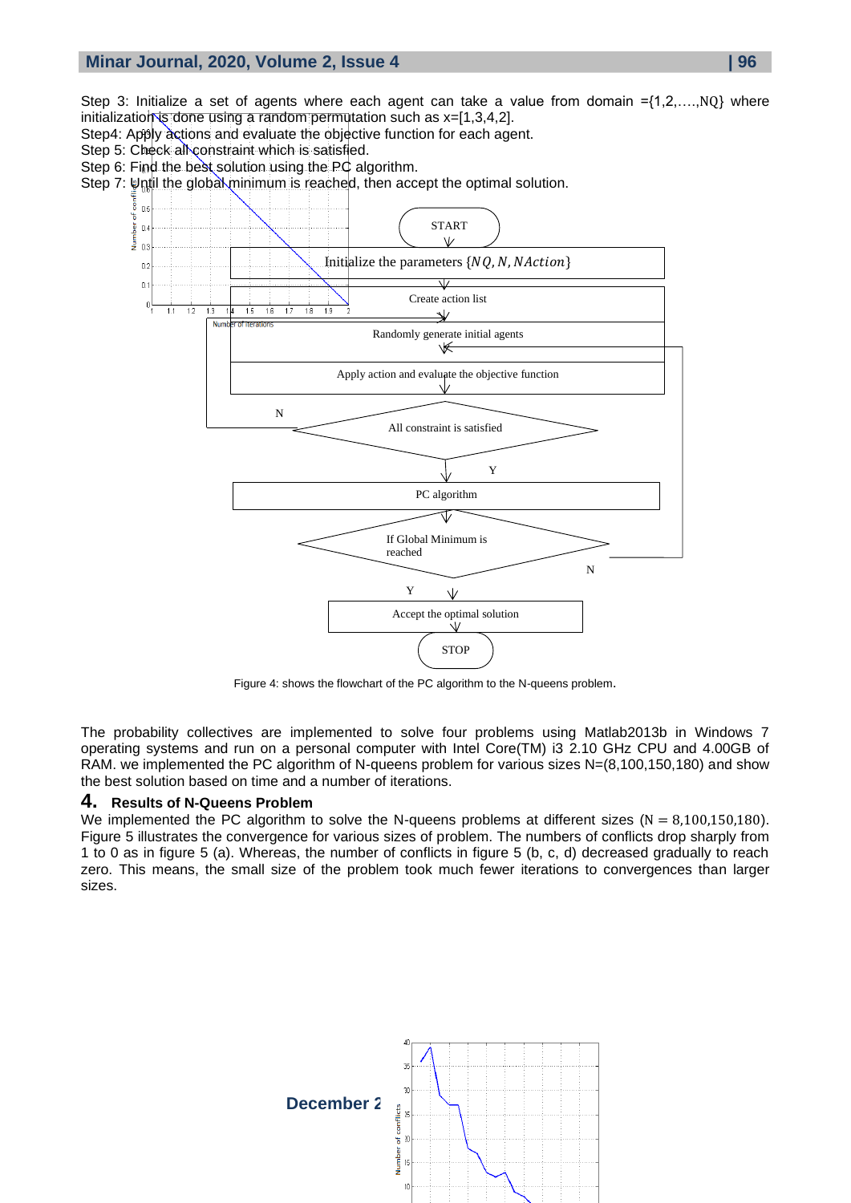Step 3: Initialize a set of agents where each agent can take a value from domain ={1,2,….,NQ} where initialization is done using a random permutation such as x=[1,3,4,2].

Step4: Apply actions and evaluate the objective function for each agent.

Step 5: Check all constraint which is satisfied.

Step 6: Find the best solution using the PC algorithm.

Step 7: Until the global minimum is reached, then accept the optimal solution.

Figure 4: shows the flowchart of the PC algorithm to the N-queens problem.

The probability collectives are implemented to solve four problems using Matlab2013b in Windows 7 operating systems and run on a personal computer with Intel Core(TM) i3 2.10 GHz CPU and 4.00GB of RAM. we implemented the PC algorithm of N-queens problem for various sizes N=(8,100,150,180) and show the best solution based on time and a number of iterations.

## 4. Results of N-Queens Problem

We implemented the PC algorithm to solve the N-queens problems at different sizes (N = 8,100,150,180). Figure 5 illustrates the convergence for various sizes of problem. The numbers of conflicts drop sharply from 1 to 0 as in figure 5 (a). Whereas, the number of conflicts in figure 5 (b, c, d) decreased gradually to reach zero. This means, the small size of the problem took much fewer iterations to convergences than larger sizes.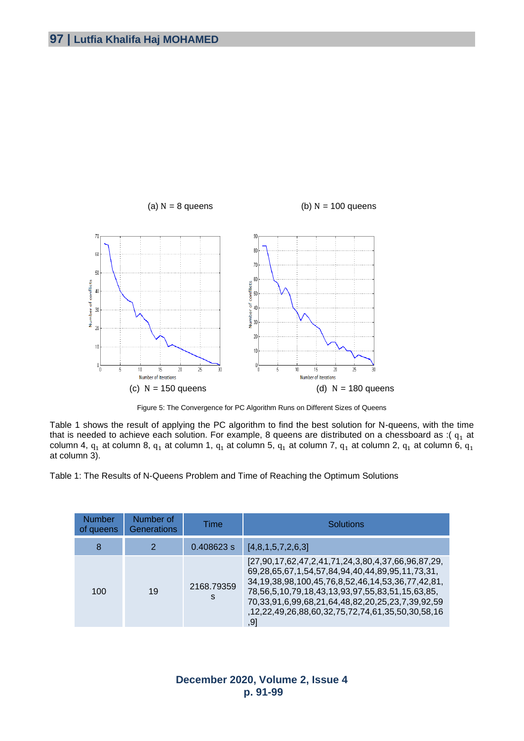(a) N = 8 queens (b) N = 100 queens

(c) N = 150 queens (d) N = 180 queens

Figure 5: The Convergence for PC Algorithm Runs on Different Sizes of Queens

Table 1 shows the result of applying the PC algorithm to find the best solution for N-queens, with the time that is needed to achieve each solution. For example, 8 queens are distributed on a chessboard as :( $q_1$ at column 4, $q_1$ at column 8, $q_1$ at column 1, $q_1$ at column 5, $q_1$ at column 7, $q_1$ at column 2, $q_1$ at column 6, $q_1$ at column 3).

Table 1: The Results of N-Queens Problem and Time of Reaching the Optimum Solutions

| Number of queens | Number of Generations | Time | Solutions |
|---|---|---|---|
| 8 | 2 | 0.408623 s | [4,8,1,5,7,2,6,3] |
| 100 | 19 | 2168.79359 s | [27,90,17,62,47,2,41,71,24,3,80,4,37,66,96,87,29,69,28,65,67,1,54,57,84,94,40,44,89,95,11,73,31,34,19,38,98,100,45,76,8,52,46,14,53,36,77,42,81,78,56,5,10,79,18,43,13,93,97,55,83,51,15,63,85,70,33,91,6,99,68,21,64,48,82,20,25,23,7,39,92,59,12,22,49,26,88,60,32,75,72,74,61,35,50,30,58,16,9] |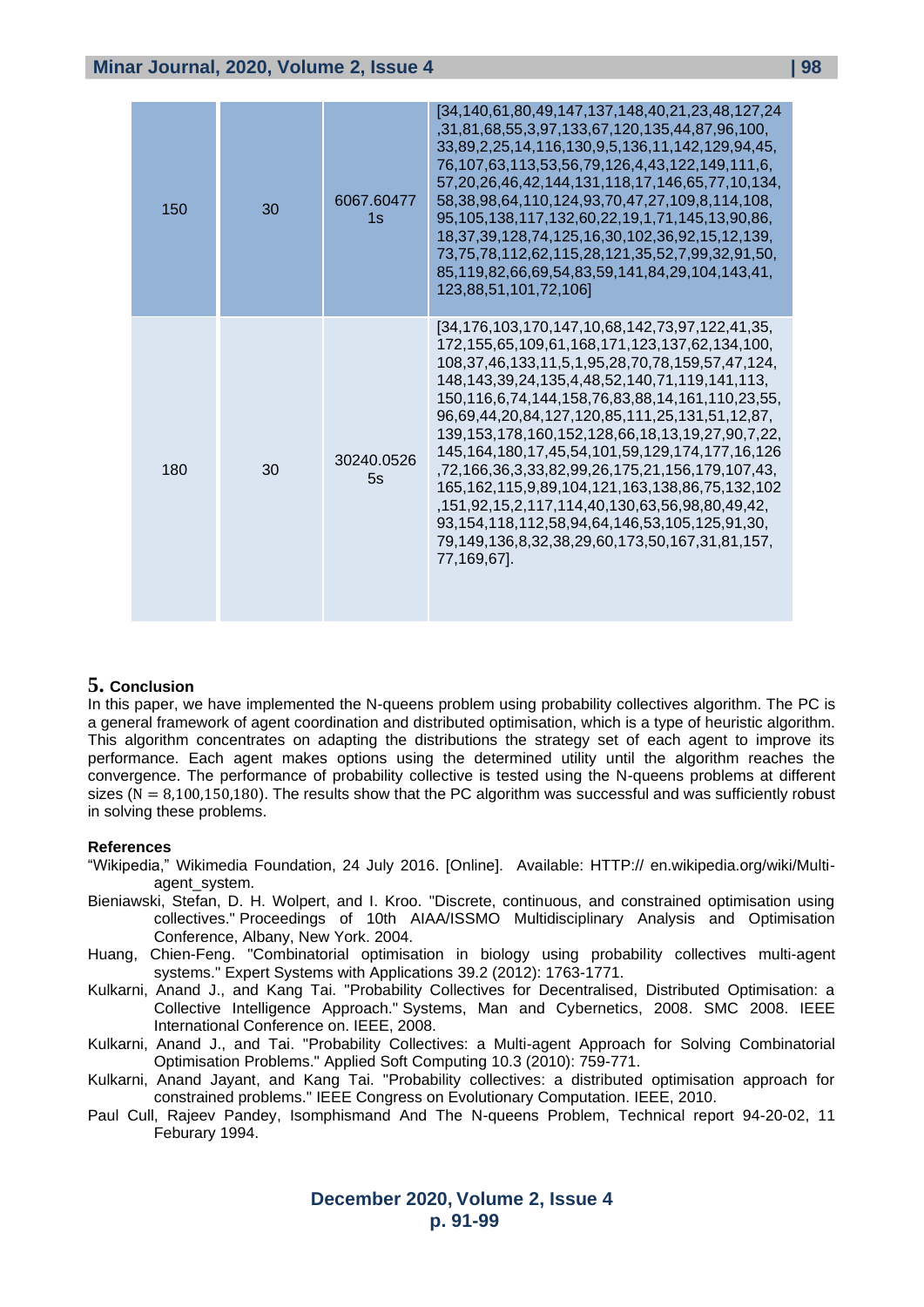| | | | |
|---|---|---|---|
| 150 | 30 | 6067.60477 1s | [34,140,61,80,49,147,137,148,40,21,23,48,127,24 ,31,81,68,55,3,97,133,67,120,135,44,87,96,100, 33,89,2,25,14,116,130,9,5,136,11,142,129,94,45, 76,107,63,113,53,56,79,126,4,43,122,149,111,6, 57,20,26,46,42,144,131,118,17,146,65,77,10,134, 58,38,98,64,110,124,93,70,47,27,109,8,114,108, 95,105,138,117,132,60,22,19,1,71,145,13,90,86, 18,37,39,128,74,125,16,30,102,36,92,15,12,139, 73,75,78,112,62,115,28,121,35,52,7,99,32,91,50, 85,119,82,66,69,54,83,59,141,84,29,104,143,41, 123,88,51,101,72,106] |
| 180 | 30 | 30240.0526 5s | [34,176,103,170,147,10,68,142,73,97,122,41,35, 172,155,65,109,61,168,171,123,137,62,134,100, 108,37,46,133,11,5,1,95,28,70,78,159,57,47,124, 148,143,39,24,135,4,48,52,140,71,119,141,113, 150,116,6,74,144,158,76,83,88,14,161,110,23,55, 96,69,44,20,84,127,120,85,111,25,131,51,12,87, 139,153,178,160,152,128,66,18,13,19,27,90,7,22, 145,164,180,17,45,54,101,59,129,174,177,16,126 ,72,166,36,3,33,82,99,26,175,21,156,179,107,43, 165,162,115,9,89,104,121,163,138,86,75,132,102 ,151,92,15,2,117,114,40,130,63,56,98,80,49,42, 93,154,118,112,58,94,64,146,53,105,125,91,30, 79,149,136,8,32,38,29,60,173,50,167,31,81,157, 77,169,67]. |

## 5. Conclusion

In this paper, we have implemented the N-queens problem using probability collectives algorithm. The PC is a general framework of agent coordination and distributed optimisation, which is a type of heuristic algorithm. This algorithm concentrates on adapting the distributions the strategy set of each agent to improve its performance. Each agent makes options using the determined utility until the algorithm reaches the convergence. The performance of probability collective is tested using the N-queens problems at different sizes ($N = 8, 100, 150, 180$). The results show that the PC algorithm was successful and was sufficiently robust in solving these problems.

### References

"Wikipedia," Wikimedia Foundation, 24 July 2016. [Online]. Available: HTTP:// en.wikipedia.org/wiki/Multi-agent_system.

Bieniawski, Stefan, D. H. Wolpert, and I. Kroo. "Discrete, continuous, and constrained optimisation using collectives." Proceedings of 10th AIAA/ISSMO Multidisciplinary Analysis and Optimisation Conference, Albany, New York. 2004.

Huang, Chien-Feng. "Combinatorial optimisation in biology using probability collectives multi-agent systems." Expert Systems with Applications 39.2 (2012): 1763-1771.

Kulkarni, Anand J., and Kang Tai. "Probability Collectives for Decentralised, Distributed Optimisation: a Collective Intelligence Approach." Systems, Man and Cybernetics, 2008. SMC 2008. IEEE International Conference on. IEEE, 2008.

Kulkarni, Anand J., and Tai. "Probability Collectives: a Multi-agent Approach for Solving Combinatorial Optimisation Problems." Applied Soft Computing 10.3 (2010): 759-771.

Kulkarni, Anand Jayant, and Kang Tai. "Probability collectives: a distributed optimisation approach for constrained problems." IEEE Congress on Evolutionary Computation. IEEE, 2010.

Paul Cull, Rajeev Pandey, Isomphismand And The N-queens Problem, Technical report 94-20-02, 11 Feburary 1994.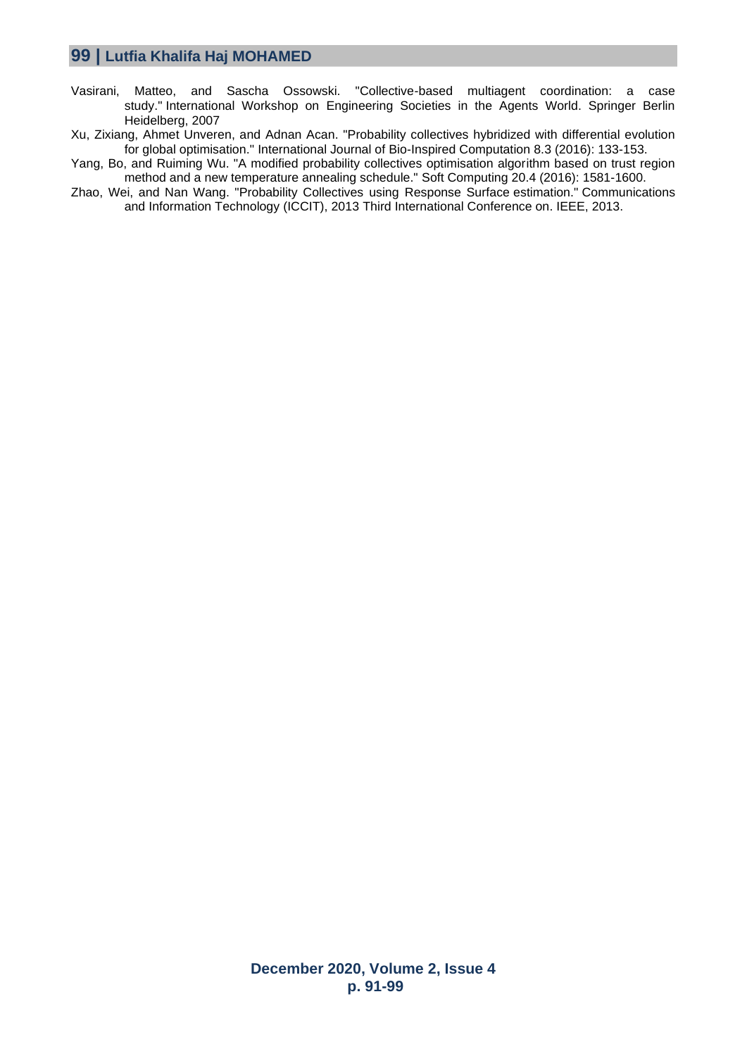Vasirani, Matteo, and Sascha Ossowski. "Collective-based multiagent coordination: a case study." International Workshop on Engineering Societies in the Agents World. Springer Berlin Heidelberg, 2007

Xu, Zixiang, Ahmet Unveren, and Adnan Acan. "Probability collectives hybridized with differential evolution for global optimisation." International Journal of Bio-Inspired Computation 8.3 (2016): 133-153.

Yang, Bo, and Ruiming Wu. "A modified probability collectives optimisation algorithm based on trust region method and a new temperature annealing schedule." Soft Computing 20.4 (2016): 1581-1600.

Zhao, Wei, and Nan Wang. "Probability Collectives using Response Surface estimation." Communications and Information Technology (ICCIT), 2013 Third International Conference on. IEEE, 2013.